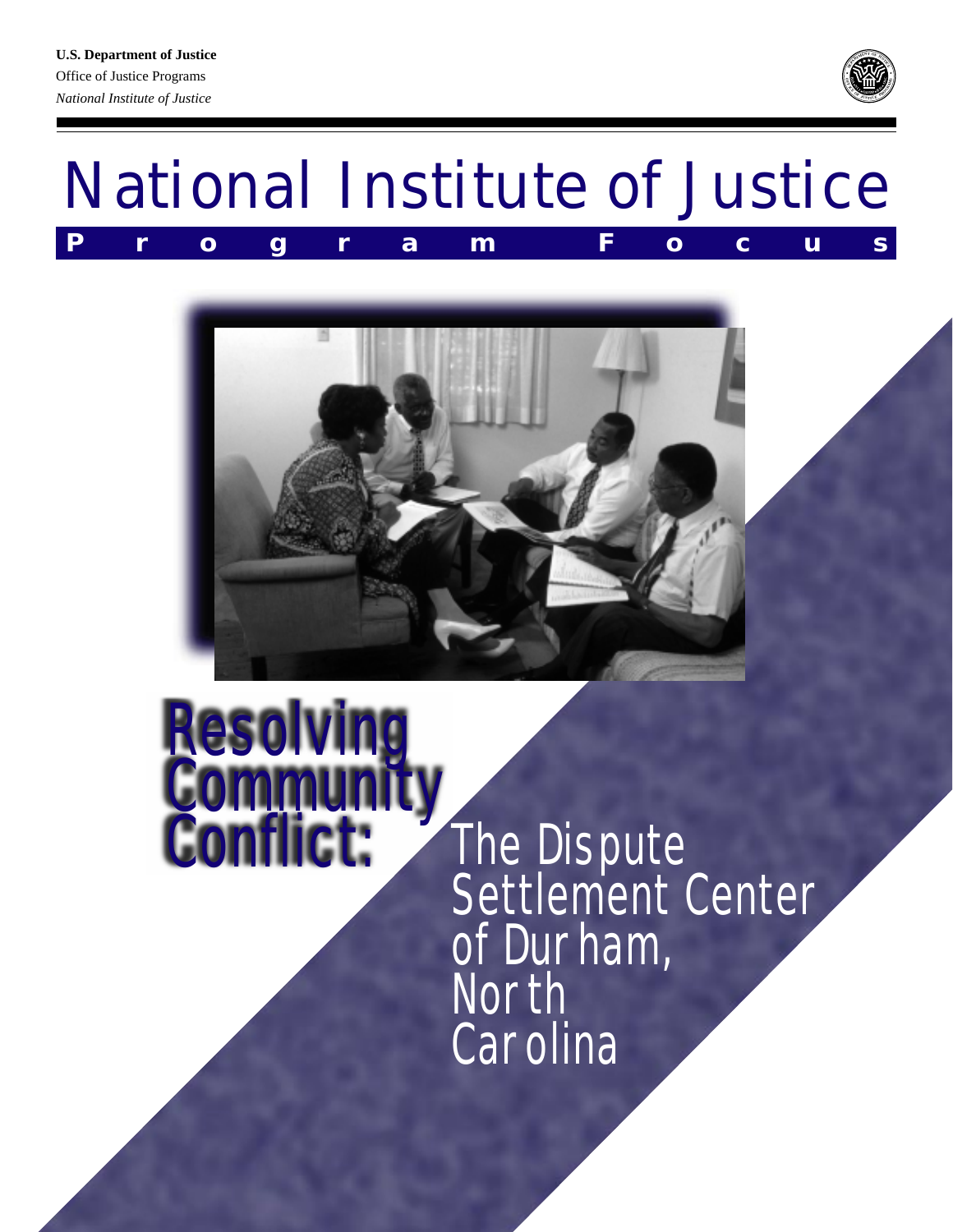**U.S. Department of Justice**
Office of Justice Programs
*National Institute of Justice*

# National Institute of Justice

**Program Focus**

# Resolving Community Conflict: The Dispute Settlement Center of Durham, North Carolina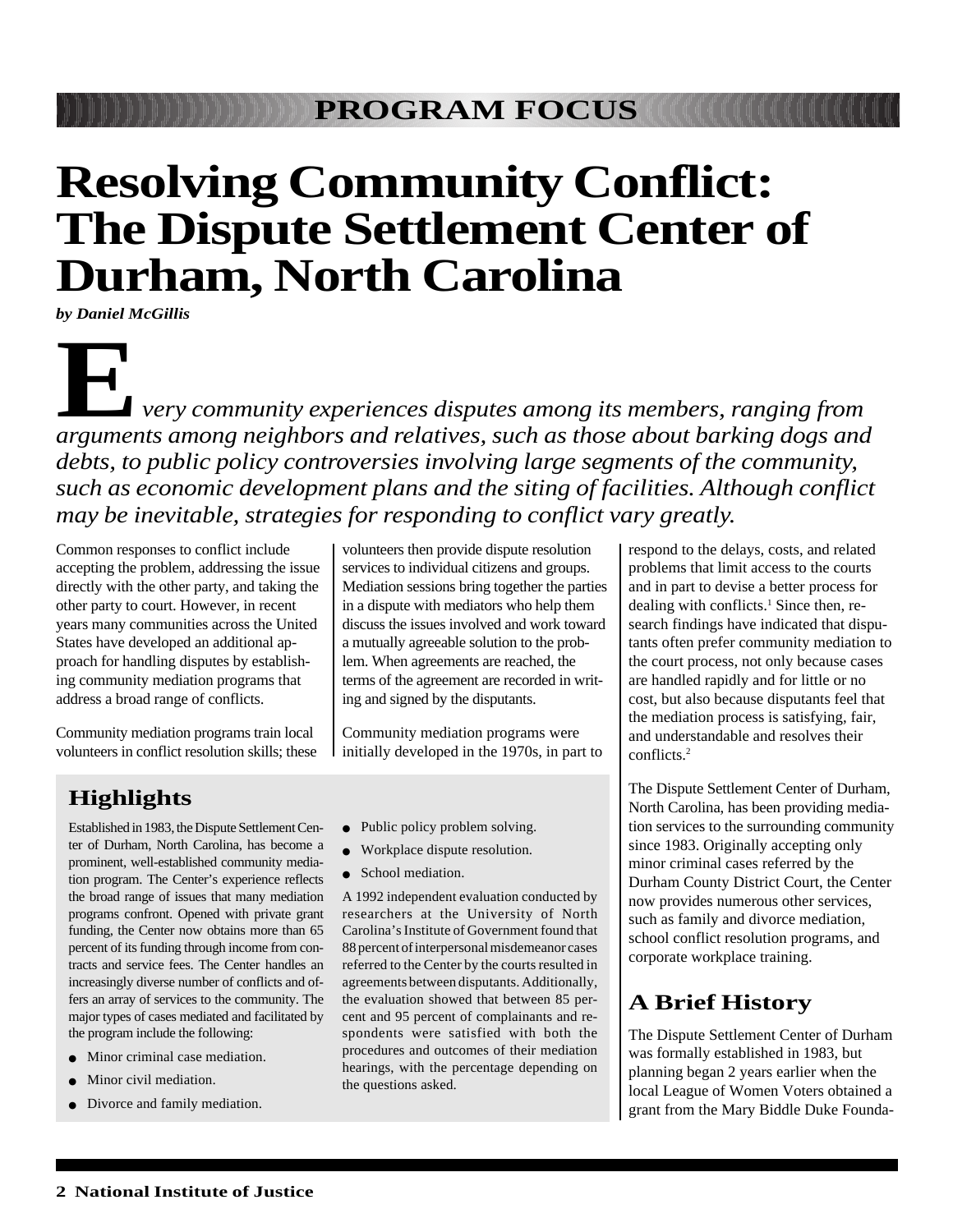PROGRAM FOCUS

# Resolving Community Conflict: The Dispute Settlement Center of Durham, North Carolina

*by Daniel McGillis*

*Every community experiences disputes among its members, ranging from arguments among neighbors and relatives, such as those about barking dogs and debts, to public policy controversies involving large segments of the community, such as economic development plans and the siting of facilities. Although conflict may be inevitable, strategies for responding to conflict vary greatly.*

Common responses to conflict include accepting the problem, addressing the issue directly with the other party, and taking the other party to court. However, in recent years many communities across the United States have developed an additional approach for handling disputes by establishing community mediation programs that address a broad range of conflicts.

Community mediation programs train local volunteers in conflict resolution skills; these volunteers then provide dispute resolution services to individual citizens and groups. Mediation sessions bring together the parties in a dispute with mediators who help them discuss the issues involved and work toward a mutually agreeable solution to the problem. When agreements are reached, the terms of the agreement are recorded in writing and signed by the disputants.

Community mediation programs were initially developed in the 1970s, in part to respond to the delays, costs, and related problems that limit access to the courts and in part to devise a better process for dealing with conflicts.[1] Since then, research findings have indicated that disputants often prefer community mediation to the court process, not only because cases are handled rapidly and for little or no cost, but also because disputants feel that the mediation process is satisfying, fair, and understandable and resolves their conflicts.[2]

The Dispute Settlement Center of Durham, North Carolina, has been providing mediation services to the surrounding community since 1983. Originally accepting only minor criminal cases referred by the Durham County District Court, the Center now provides numerous other services, such as family and divorce mediation, school conflict resolution programs, and corporate workplace training.

## Highlights

Established in 1983, the Dispute Settlement Center of Durham, North Carolina, has become a prominent, well-established community mediation program. The Center's experience reflects the broad range of issues that many mediation programs confront. Opened with private grant funding, the Center now obtains more than 65 percent of its funding through income from contracts and service fees. The Center handles an increasingly diverse number of conflicts and offers an array of services to the community. The major types of cases mediated and facilitated by the program include the following:

- Minor criminal case mediation.
- Minor civil mediation.
- Divorce and family mediation.
- Public policy problem solving.
- Workplace dispute resolution.
- School mediation.

A 1992 independent evaluation conducted by researchers at the University of North Carolina's Institute of Government found that 88 percent of interpersonal misdemeanor cases referred to the Center by the courts resulted in agreements between disputants. Additionally, the evaluation showed that between 85 percent and 95 percent of complainants and respondents were satisfied with both the procedures and outcomes of their mediation hearings, with the percentage depending on the questions asked.

## A Brief History

The Dispute Settlement Center of Durham was formally established in 1983, but planning began 2 years earlier when the local League of Women Voters obtained a grant from the Mary Biddle Duke Founda-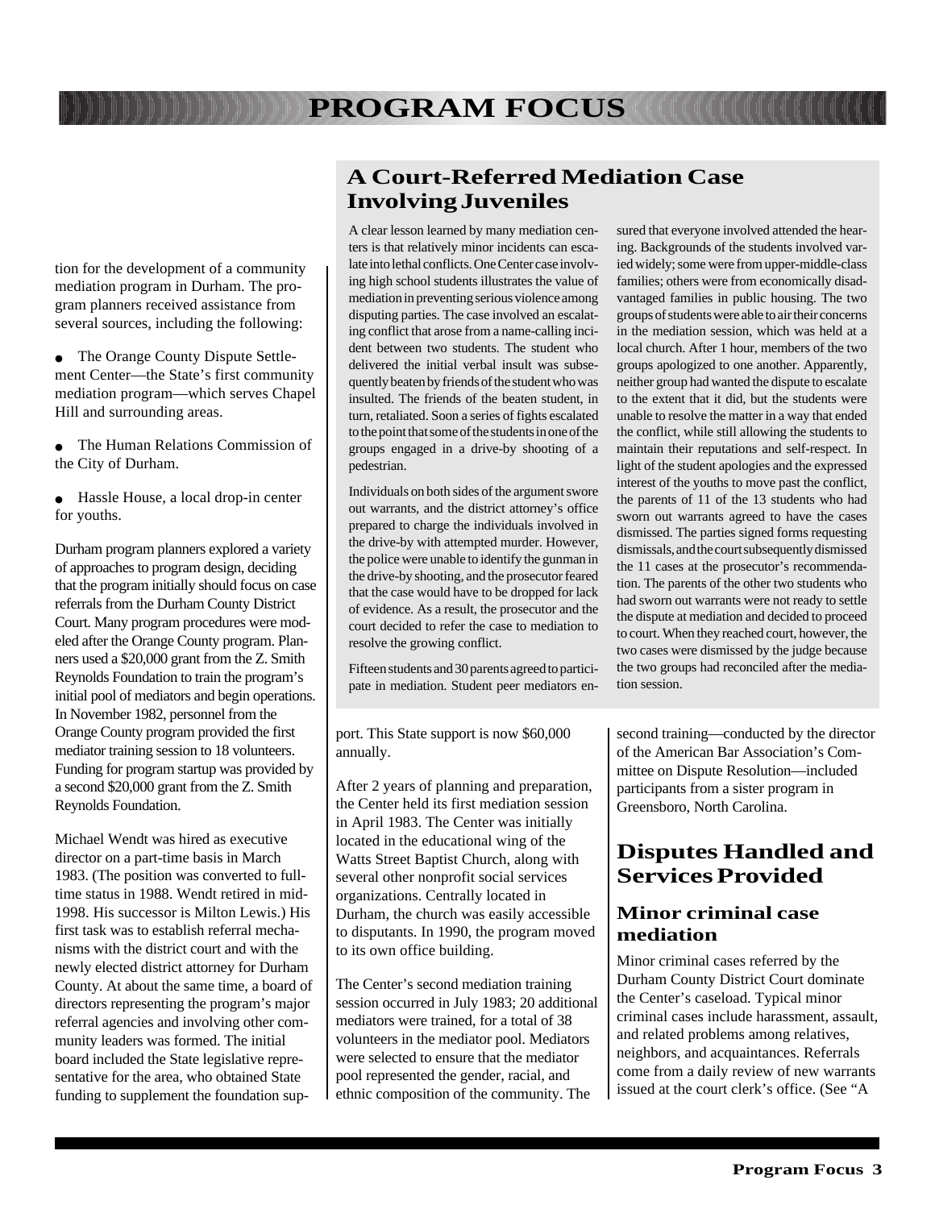tion for the development of a community mediation program in Durham. The program planners received assistance from several sources, including the following:

- The Orange County Dispute Settlement Center—the State's first community mediation program—which serves Chapel Hill and surrounding areas.
- The Human Relations Commission of the City of Durham.
- Hassle House, a local drop-in center for youths.

Durham program planners explored a variety of approaches to program design, deciding that the program initially should focus on case referrals from the Durham County District Court. Many program procedures were modeled after the Orange County program. Planners used a $20,000 grant from the Z. Smith Reynolds Foundation to train the program's initial pool of mediators and begin operations. In November 1982, personnel from the Orange County program provided the first mediator training session to 18 volunteers. Funding for program startup was provided by a second $20,000 grant from the Z. Smith Reynolds Foundation.

Michael Wendt was hired as executive director on a part-time basis in March 1983. (The position was converted to full-time status in 1988. Wendt retired in mid-1998. His successor is Milton Lewis.) His first task was to establish referral mechanisms with the district court and with the newly elected district attorney for Durham County. At about the same time, a board of directors representing the program's major referral agencies and involving other community leaders was formed. The initial board included the State legislative representative for the area, who obtained State funding to supplement the foundation support. This State support is now $60,000 annually.

After 2 years of planning and preparation, the Center held its first mediation session in April 1983. The Center was initially located in the educational wing of the Watts Street Baptist Church, along with several other nonprofit social services organizations. Centrally located in Durham, the church was easily accessible to disputants. In 1990, the program moved to its own office building.

The Center's second mediation training session occurred in July 1983; 20 additional mediators were trained, for a total of 38 volunteers in the mediator pool. Mediators were selected to ensure that the mediator pool represented the gender, racial, and ethnic composition of the community. The second training—conducted by the director of the American Bar Association's Committee on Dispute Resolution—included participants from a sister program in Greensboro, North Carolina.

## A Court-Referred Mediation Case Involving Juveniles

A clear lesson learned by many mediation centers is that relatively minor incidents can escalate into lethal conflicts. One Center case involving high school students illustrates the value of mediation in preventing serious violence among disputing parties. The case involved an escalating conflict that arose from a name-calling incident between two students. The student who delivered the initial verbal insult was subsequently beaten by friends of the student who was insulted. The friends of the beaten student, in turn, retaliated. Soon a series of fights escalated to the point that some of the students in one of the groups engaged in a drive-by shooting of a pedestrian.

Individuals on both sides of the argument swore out warrants, and the district attorney's office prepared to charge the individuals involved in the drive-by with attempted murder. However, the police were unable to identify the gunman in the drive-by shooting, and the prosecutor feared that the case would have to be dropped for lack of evidence. As a result, the prosecutor and the court decided to refer the case to mediation to resolve the growing conflict.

Fifteen students and 30 parents agreed to participate in mediation. Student peer mediators ensured that everyone involved attended the hearing. Backgrounds of the students involved varied widely; some were from upper-middle-class families; others were from economically disadvantaged families in public housing. The two groups of students were able to air their concerns in the mediation session, which was held at a local church. After 1 hour, members of the two groups apologized to one another. Apparently, neither group had wanted the dispute to escalate to the extent that it did, but the students were unable to resolve the matter in a way that ended the conflict, while still allowing the students to maintain their reputations and self-respect. In light of the student apologies and the expressed interest of the youths to move past the conflict, the parents of 11 of the 13 students who had sworn out warrants agreed to have the cases dismissed. The parties signed forms requesting dismissals, and the court subsequently dismissed the 11 cases at the prosecutor's recommendation. The parents of the other two students who had sworn out warrants were not ready to settle the dispute at mediation and decided to proceed to court. When they reached court, however, the two cases were dismissed by the judge because the two groups had reconciled after the mediation session.

## Disputes Handled and Services Provided

### Minor criminal case mediation

Minor criminal cases referred by the Durham County District Court dominate the Center's caseload. Typical minor criminal cases include harassment, assault, and related problems among relatives, neighbors, and acquaintances. Referrals come from a daily review of new warrants issued at the court clerk's office. (See "A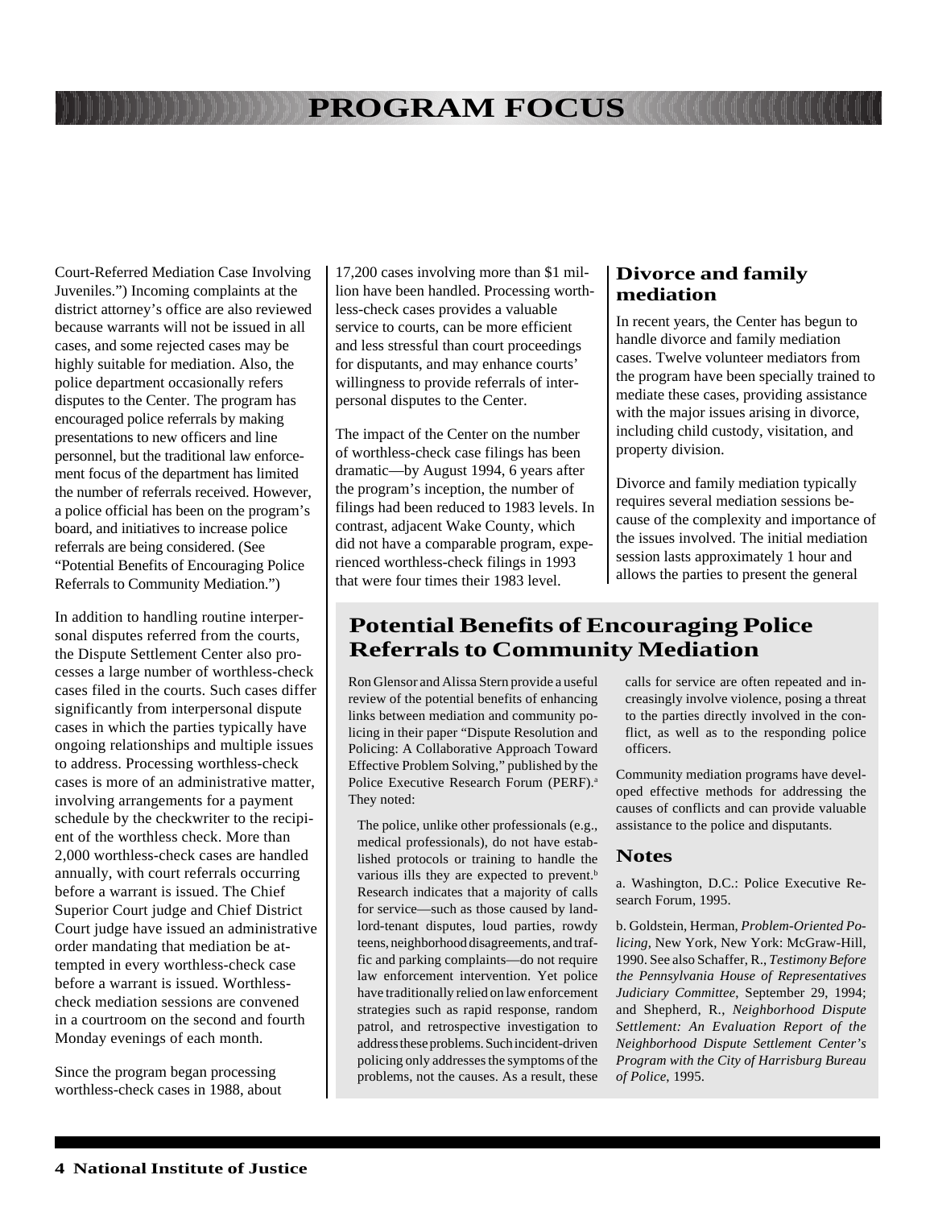Court-Referred Mediation Case Involving Juveniles.") Incoming complaints at the district attorney's office are also reviewed because warrants will not be issued in all cases, and some rejected cases may be highly suitable for mediation. Also, the police department occasionally refers disputes to the Center. The program has encouraged police referrals by making presentations to new officers and line personnel, but the traditional law enforcement focus of the department has limited the number of referrals received. However, a police official has been on the program's board, and initiatives to increase police referrals are being considered. (See "Potential Benefits of Encouraging Police Referrals to Community Mediation.")

In addition to handling routine interpersonal disputes referred from the courts, the Dispute Settlement Center also processes a large number of worthless-check cases filed in the courts. Such cases differ significantly from interpersonal dispute cases in which the parties typically have ongoing relationships and multiple issues to address. Processing worthless-check cases is more of an administrative matter, involving arrangements for a payment schedule by the checkwriter to the recipient of the worthless check. More than 2,000 worthless-check cases are handled annually, with court referrals occurring before a warrant is issued. The Chief Superior Court judge and Chief District Court judge have issued an administrative order mandating that mediation be attempted in every worthless-check case before a warrant is issued. Worthless-check mediation sessions are convened in a courtroom on the second and fourth Monday evenings of each month.

Since the program began processing worthless-check cases in 1988, about 17,200 cases involving more than $1 million have been handled. Processing worthless-check cases provides a valuable service to courts, can be more efficient and less stressful than court proceedings for disputants, and may enhance courts' willingness to provide referrals of interpersonal disputes to the Center.

The impact of the Center on the number of worthless-check case filings has been dramatic—by August 1994, 6 years after the program's inception, the number of filings had been reduced to 1983 levels. In contrast, adjacent Wake County, which did not have a comparable program, experienced worthless-check filings in 1993 that were four times their 1983 level.

### Divorce and family mediation

In recent years, the Center has begun to handle divorce and family mediation cases. Twelve volunteer mediators from the program have been specially trained to mediate these cases, providing assistance with the major issues arising in divorce, including child custody, visitation, and property division.

Divorce and family mediation typically requires several mediation sessions because of the complexity and importance of the issues involved. The initial mediation session lasts approximately 1 hour and allows the parties to present the general

## Potential Benefits of Encouraging Police Referrals to Community Mediation

Ron Glensor and Alissa Stern provide a useful review of the potential benefits of enhancing links between mediation and community policing in their paper "Dispute Resolution and Policing: A Collaborative Approach Toward Effective Problem Solving," published by the Police Executive Research Forum (PERF).[a] They noted:

> The police, unlike other professionals (e.g., medical professionals), do not have established protocols or training to handle the various ills they are expected to prevent.[b] Research indicates that a majority of calls for service—such as those caused by landlord-tenant disputes, loud parties, rowdy teens, neighborhood disagreements, and traffic and parking complaints—do not require law enforcement intervention. Yet police have traditionally relied on law enforcement strategies such as rapid response, random patrol, and retrospective investigation to address these problems. Such incident-driven policing only addresses the symptoms of the problems, not the causes. As a result, these calls for service are often repeated and increasingly involve violence, posing a threat to the parties directly involved in the conflict, as well as to the responding police officers.

Community mediation programs have developed effective methods for addressing the causes of conflicts and can provide valuable assistance to the police and disputants.

### Notes

a. Washington, D.C.: Police Executive Research Forum, 1995.

b. Goldstein, Herman, *Problem-Oriented Policing*, New York, New York: McGraw-Hill, 1990. See also Schaffer, R., *Testimony Before the Pennsylvania House of Representatives Judiciary Committee*, September 29, 1994; and Shepherd, R., *Neighborhood Dispute Settlement: An Evaluation Report of the Neighborhood Dispute Settlement Center's Program with the City of Harrisburg Bureau of Police*, 1995.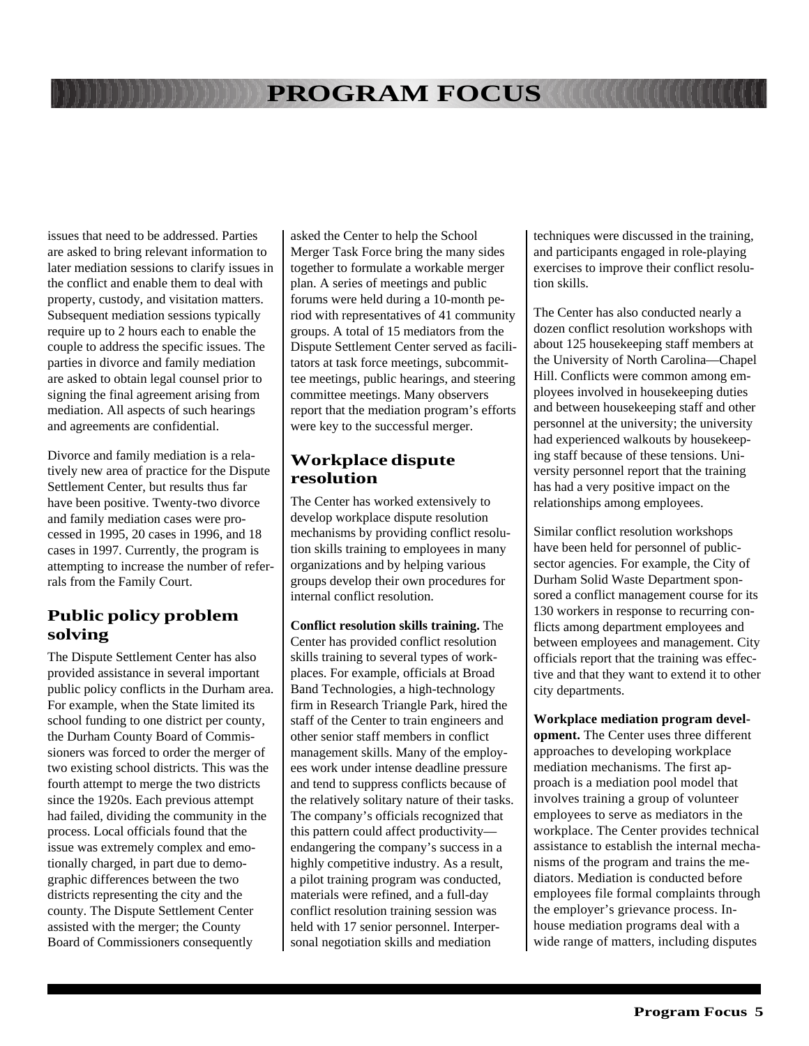issues that need to be addressed. Parties are asked to bring relevant information to later mediation sessions to clarify issues in the conflict and enable them to deal with property, custody, and visitation matters. Subsequent mediation sessions typically require up to 2 hours each to enable the couple to address the specific issues. The parties in divorce and family mediation are asked to obtain legal counsel prior to signing the final agreement arising from mediation. All aspects of such hearings and agreements are confidential.

Divorce and family mediation is a relatively new area of practice for the Dispute Settlement Center, but results thus far have been positive. Twenty-two divorce and family mediation cases were processed in 1995, 20 cases in 1996, and 18 cases in 1997. Currently, the program is attempting to increase the number of referrals from the Family Court.

## Public policy problem solving

The Dispute Settlement Center has also provided assistance in several important public policy conflicts in the Durham area. For example, when the State limited its school funding to one district per county, the Durham County Board of Commissioners was forced to order the merger of two existing school districts. This was the fourth attempt to merge the two districts since the 1920s. Each previous attempt had failed, dividing the community in the process. Local officials found that the issue was extremely complex and emotionally charged, in part due to demographic differences between the two districts representing the city and the county. The Dispute Settlement Center assisted with the merger; the County Board of Commissioners consequently asked the Center to help the School Merger Task Force bring the many sides together to formulate a workable merger plan. A series of meetings and public forums were held during a 10-month period with representatives of 41 community groups. A total of 15 mediators from the Dispute Settlement Center served as facilitators at task force meetings, subcommittee meetings, public hearings, and steering committee meetings. Many observers report that the mediation program's efforts were key to the successful merger.

## Workplace dispute resolution

The Center has worked extensively to develop workplace dispute resolution mechanisms by providing conflict resolution skills training to employees in many organizations and by helping various groups develop their own procedures for internal conflict resolution.

**Conflict resolution skills training.** The Center has provided conflict resolution skills training to several types of workplaces. For example, officials at Broad Band Technologies, a high-technology firm in Research Triangle Park, hired the staff of the Center to train engineers and other senior staff members in conflict management skills. Many of the employees work under intense deadline pressure and tend to suppress conflicts because of the relatively solitary nature of their tasks. The company's officials recognized that this pattern could affect productivity—endangering the company's success in a highly competitive industry. As a result, a pilot training program was conducted, materials were refined, and a full-day conflict resolution training session was held with 17 senior personnel. Interpersonal negotiation skills and mediation techniques were discussed in the training, and participants engaged in role-playing exercises to improve their conflict resolution skills.

The Center has also conducted nearly a dozen conflict resolution workshops with about 125 housekeeping staff members at the University of North Carolina—Chapel Hill. Conflicts were common among employees involved in housekeeping duties and between housekeeping staff and other personnel at the university; the university had experienced walkouts by housekeeping staff because of these tensions. University personnel report that the training has had a very positive impact on the relationships among employees.

Similar conflict resolution workshops have been held for personnel of public-sector agencies. For example, the City of Durham Solid Waste Department sponsored a conflict management course for its 130 workers in response to recurring conflicts among department employees and between employees and management. City officials report that the training was effective and that they want to extend it to other city departments.

**Workplace mediation program development.** The Center uses three different approaches to developing workplace mediation mechanisms. The first approach is a mediation pool model that involves training a group of volunteer employees to serve as mediators in the workplace. The Center provides technical assistance to establish the internal mechanisms of the program and trains the mediators. Mediation is conducted before employees file formal complaints through the employer's grievance process. In-house mediation programs deal with a wide range of matters, including disputes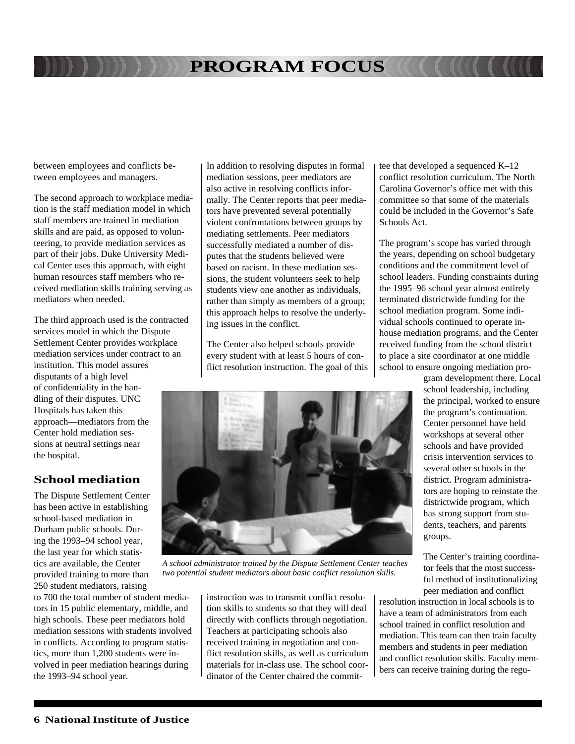between employees and conflicts between employees and managers.

The second approach to workplace mediation is the staff mediation model in which staff members are trained in mediation skills and are paid, as opposed to volunteering, to provide mediation services as part of their jobs. Duke University Medical Center uses this approach, with eight human resources staff members who received mediation skills training serving as mediators when needed.

The third approach used is the contracted services model in which the Dispute Settlement Center provides workplace mediation services under contract to an institution. This model assures disputants of a high level of confidentiality in the handling of their disputes. UNC Hospitals has taken this approach—mediators from the Center hold mediation sessions at neutral settings near the hospital.

## School mediation

The Dispute Settlement Center has been active in establishing school-based mediation in Durham public schools. During the 1993–94 school year, the last year for which statistics are available, the Center provided training to more than 250 student mediators, raising to 700 the total number of student mediators in 15 public elementary, middle, and high schools. These peer mediators hold mediation sessions with students involved in conflicts. According to program statistics, more than 1,200 students were involved in peer mediation hearings during the 1993–94 school year.

In addition to resolving disputes in formal mediation sessions, peer mediators are also active in resolving conflicts informally. The Center reports that peer mediators have prevented several potentially violent confrontations between groups by mediating settlements. Peer mediators successfully mediated a number of disputes that the students believed were based on racism. In these mediation sessions, the student volunteers seek to help students view one another as individuals, rather than simply as members of a group; this approach helps to resolve the underlying issues in the conflict.

The Center also helped schools provide every student with at least 5 hours of conflict resolution instruction. The goal of this instruction was to transmit conflict resolution skills to students so that they will deal directly with conflicts through negotiation. Teachers at participating schools also received training in negotiation and conflict resolution skills, as well as curriculum materials for in-class use. The school coordinator of the Center chaired the committee that developed a sequenced K–12 conflict resolution curriculum. The North Carolina Governor's office met with this committee so that some of the materials could be included in the Governor's Safe Schools Act.

*A school administrator trained by the Dispute Settlement Center teaches two potential student mediators about basic conflict resolution skills.*

The program's scope has varied through the years, depending on school budgetary conditions and the commitment level of school leaders. Funding constraints during the 1995–96 school year almost entirely terminated districtwide funding for the school mediation program. Some individual schools continued to operate in-house mediation programs, and the Center received funding from the school district to place a site coordinator at one middle school to ensure ongoing mediation program development there. Local school leadership, including the principal, worked to ensure the program's continuation. Center personnel have held workshops at several other schools and have provided crisis intervention services to several other schools in the district. Program administrators are hoping to reinstate the districtwide program, which has strong support from students, teachers, and parents groups.

The Center's training coordinator feels that the most successful method of institutionalizing peer mediation and conflict resolution instruction in local schools is to have a team of administrators from each school trained in conflict resolution and mediation. This team can then train faculty members and students in peer mediation and conflict resolution skills. Faculty members can receive training during the regu-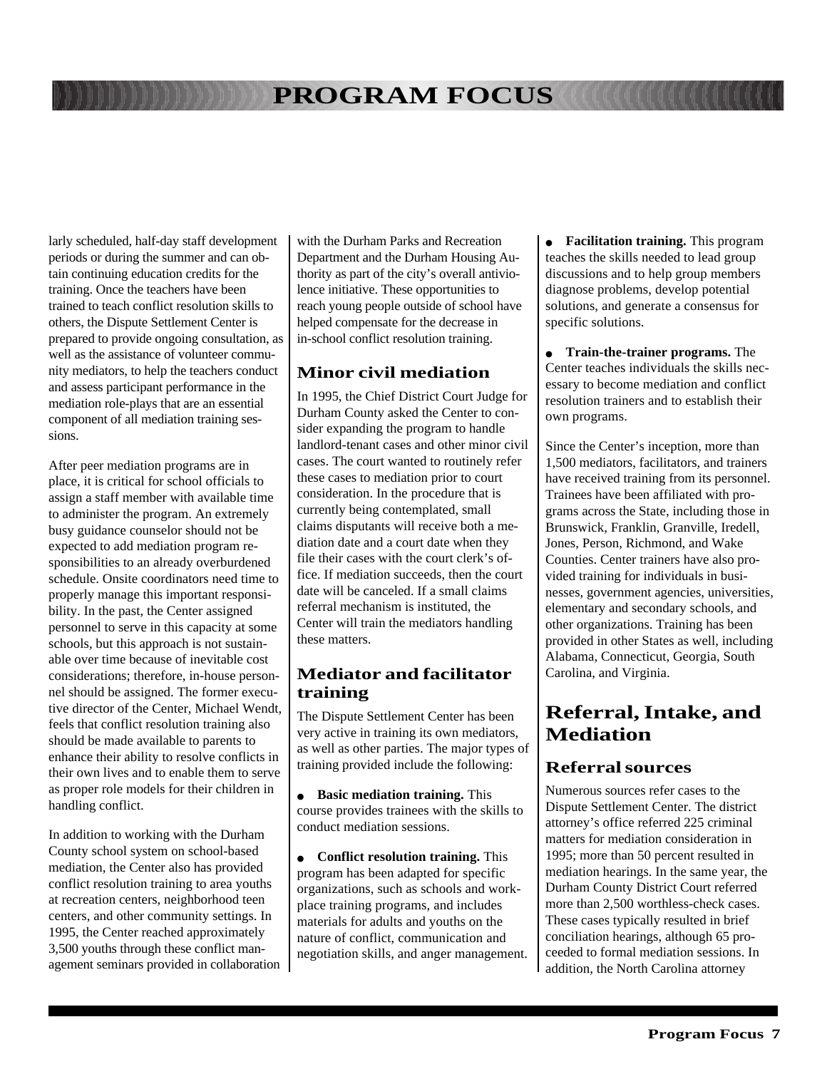larly scheduled, half-day staff development periods or during the summer and can obtain continuing education credits for the training. Once the teachers have been trained to teach conflict resolution skills to others, the Dispute Settlement Center is prepared to provide ongoing consultation, as well as the assistance of volunteer community mediators, to help the teachers conduct and assess participant performance in the mediation role-plays that are an essential component of all mediation training sessions.

After peer mediation programs are in place, it is critical for school officials to assign a staff member with available time to administer the program. An extremely busy guidance counselor should not be expected to add mediation program responsibilities to an already overburdened schedule. Onsite coordinators need time to properly manage this important responsibility. In the past, the Center assigned personnel to serve in this capacity at some schools, but this approach is not sustainable over time because of inevitable cost considerations; therefore, in-house personnel should be assigned. The former executive director of the Center, Michael Wendt, feels that conflict resolution training also should be made available to parents to enhance their ability to resolve conflicts in their own lives and to enable them to serve as proper role models for their children in handling conflict.

In addition to working with the Durham County school system on school-based mediation, the Center also has provided conflict resolution training to area youths at recreation centers, neighborhood teen centers, and other community settings. In 1995, the Center reached approximately 3,500 youths through these conflict management seminars provided in collaboration with the Durham Parks and Recreation Department and the Durham Housing Authority as part of the city's overall antiviolence initiative. These opportunities to reach young people outside of school have helped compensate for the decrease in in-school conflict resolution training.

### Minor civil mediation

In 1995, the Chief District Court Judge for Durham County asked the Center to consider expanding the program to handle landlord-tenant cases and other minor civil cases. The court wanted to routinely refer these cases to mediation prior to court consideration. In the procedure that is currently being contemplated, small claims disputants will receive both a mediation date and a court date when they file their cases with the court clerk's office. If mediation succeeds, then the court date will be canceled. If a small claims referral mechanism is instituted, the Center will train the mediators handling these matters.

### Mediator and facilitator training

The Dispute Settlement Center has been very active in training its own mediators, as well as other parties. The major types of training provided include the following:

- **Basic mediation training.** This course provides trainees with the skills to conduct mediation sessions.
- **Conflict resolution training.** This program has been adapted for specific organizations, such as schools and workplace training programs, and includes materials for adults and youths on the nature of conflict, communication and negotiation skills, and anger management.
- **Facilitation training.** This program teaches the skills needed to lead group discussions and to help group members diagnose problems, develop potential solutions, and generate a consensus for specific solutions.
- **Train-the-trainer programs.** The Center teaches individuals the skills necessary to become mediation and conflict resolution trainers and to establish their own programs.

Since the Center's inception, more than 1,500 mediators, facilitators, and trainers have received training from its personnel. Trainees have been affiliated with programs across the State, including those in Brunswick, Franklin, Granville, Iredell, Jones, Person, Richmond, and Wake Counties. Center trainers have also provided training for individuals in businesses, government agencies, universities, elementary and secondary schools, and other organizations. Training has been provided in other States as well, including Alabama, Connecticut, Georgia, South Carolina, and Virginia.

## Referral, Intake, and Mediation

### Referral sources

Numerous sources refer cases to the Dispute Settlement Center. The district attorney's office referred 225 criminal matters for mediation consideration in 1995; more than 50 percent resulted in mediation hearings. In the same year, the Durham County District Court referred more than 2,500 worthless-check cases. These cases typically resulted in brief conciliation hearings, although 65 proceeded to formal mediation sessions. In addition, the North Carolina attorney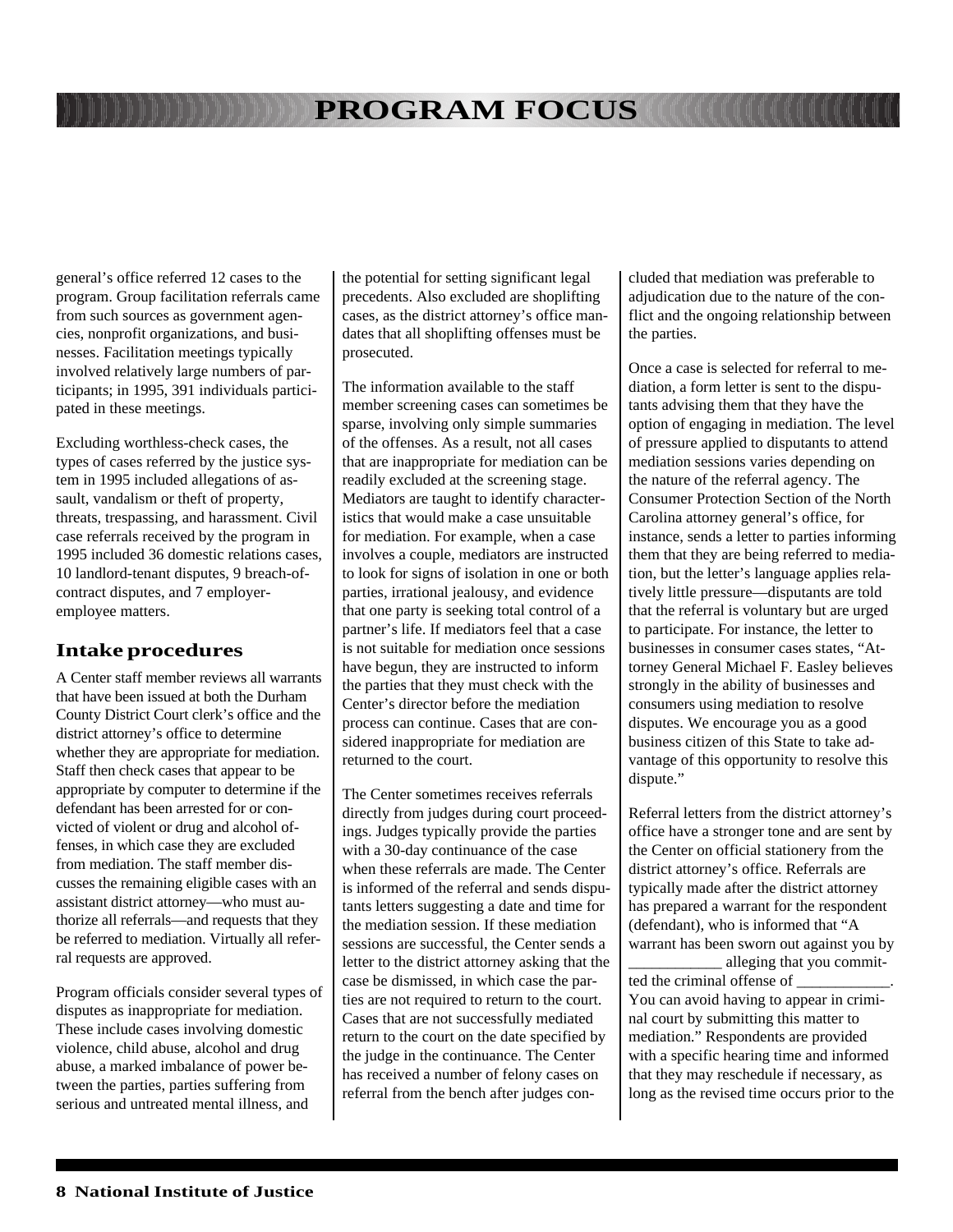general's office referred 12 cases to the program. Group facilitation referrals came from such sources as government agencies, nonprofit organizations, and businesses. Facilitation meetings typically involved relatively large numbers of participants; in 1995, 391 individuals participated in these meetings.

Excluding worthless-check cases, the types of cases referred by the justice system in 1995 included allegations of assault, vandalism or theft of property, threats, trespassing, and harassment. Civil case referrals received by the program in 1995 included 36 domestic relations cases, 10 landlord-tenant disputes, 9 breach-of-contract disputes, and 7 employer-employee matters.

## Intake procedures

A Center staff member reviews all warrants that have been issued at both the Durham County District Court clerk's office and the district attorney's office to determine whether they are appropriate for mediation. Staff then check cases that appear to be appropriate by computer to determine if the defendant has been arrested for or convicted of violent or drug and alcohol offenses, in which case they are excluded from mediation. The staff member discusses the remaining eligible cases with an assistant district attorney—who must authorize all referrals—and requests that they be referred to mediation. Virtually all referral requests are approved.

Program officials consider several types of disputes as inappropriate for mediation. These include cases involving domestic violence, child abuse, alcohol and drug abuse, a marked imbalance of power between the parties, parties suffering from serious and untreated mental illness, and the potential for setting significant legal precedents. Also excluded are shoplifting cases, as the district attorney's office mandates that all shoplifting offenses must be prosecuted.

The information available to the staff member screening cases can sometimes be sparse, involving only simple summaries of the offenses. As a result, not all cases that are inappropriate for mediation can be readily excluded at the screening stage. Mediators are taught to identify characteristics that would make a case unsuitable for mediation. For example, when a case involves a couple, mediators are instructed to look for signs of isolation in one or both parties, irrational jealousy, and evidence that one party is seeking total control of a partner's life. If mediators feel that a case is not suitable for mediation once sessions have begun, they are instructed to inform the parties that they must check with the Center's director before the mediation process can continue. Cases that are considered inappropriate for mediation are returned to the court.

The Center sometimes receives referrals directly from judges during court proceedings. Judges typically provide the parties with a 30-day continuance of the case when these referrals are made. The Center is informed of the referral and sends disputants letters suggesting a date and time for the mediation session. If these mediation sessions are successful, the Center sends a letter to the district attorney asking that the case be dismissed, in which case the parties are not required to return to the court. Cases that are not successfully mediated return to the court on the date specified by the judge in the continuance. The Center has received a number of felony cases on referral from the bench after judges concluded that mediation was preferable to adjudication due to the nature of the conflict and the ongoing relationship between the parties.

Once a case is selected for referral to mediation, a form letter is sent to the disputants advising them that they have the option of engaging in mediation. The level of pressure applied to disputants to attend mediation sessions varies depending on the nature of the referral agency. The Consumer Protection Section of the North Carolina attorney general's office, for instance, sends a letter to parties informing them that they are being referred to mediation, but the letter's language applies relatively little pressure—disputants are told that the referral is voluntary but are urged to participate. For instance, the letter to businesses in consumer cases states, "Attorney General Michael F. Easley believes strongly in the ability of businesses and consumers using mediation to resolve disputes. We encourage you as a good business citizen of this State to take advantage of this opportunity to resolve this dispute."

Referral letters from the district attorney's office have a stronger tone and are sent by the Center on official stationery from the district attorney's office. Referrals are typically made after the district attorney has prepared a warrant for the respondent (defendant), who is informed that "A warrant has been sworn out against you by ____________ alleging that you committed the criminal offense of ____________. You can avoid having to appear in criminal court by submitting this matter to mediation." Respondents are provided with a specific hearing time and informed that they may reschedule if necessary, as long as the revised time occurs prior to the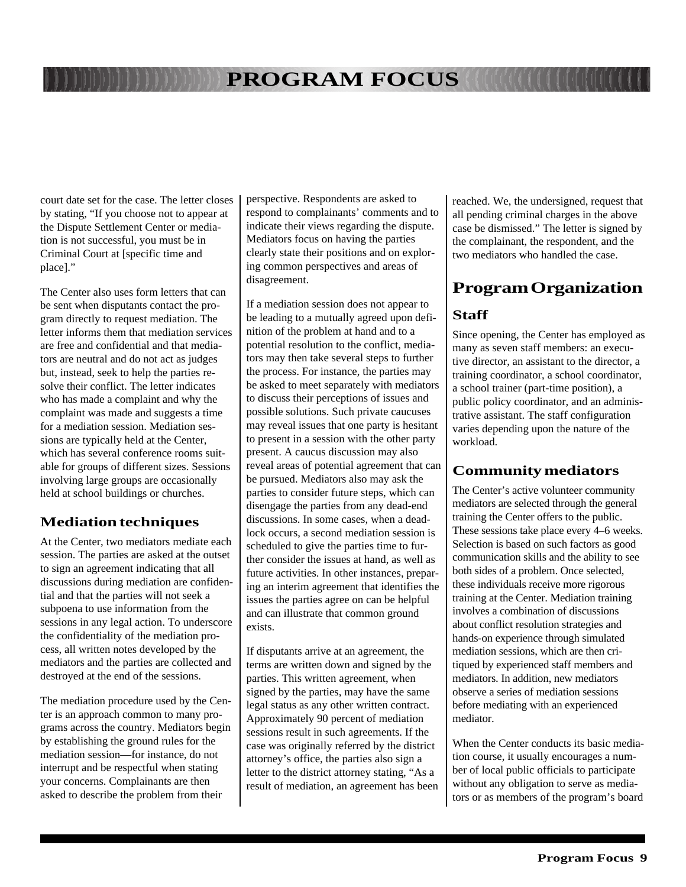court date set for the case. The letter closes by stating, "If you choose not to appear at the Dispute Settlement Center or mediation is not successful, you must be in Criminal Court at [specific time and place]."

The Center also uses form letters that can be sent when disputants contact the program directly to request mediation. The letter informs them that mediation services are free and confidential and that mediators are neutral and do not act as judges but, instead, seek to help the parties resolve their conflict. The letter indicates who has made a complaint and why the complaint was made and suggests a time for a mediation session. Mediation sessions are typically held at the Center, which has several conference rooms suitable for groups of different sizes. Sessions involving large groups are occasionally held at school buildings or churches.

### Mediation techniques

At the Center, two mediators mediate each session. The parties are asked at the outset to sign an agreement indicating that all discussions during mediation are confidential and that the parties will not seek a subpoena to use information from the sessions in any legal action. To underscore the confidentiality of the mediation process, all written notes developed by the mediators and the parties are collected and destroyed at the end of the sessions.

The mediation procedure used by the Center is an approach common to many programs across the country. Mediators begin by establishing the ground rules for the mediation session—for instance, do not interrupt and be respectful when stating your concerns. Complainants are then asked to describe the problem from their perspective. Respondents are asked to respond to complainants' comments and to indicate their views regarding the dispute. Mediators focus on having the parties clearly state their positions and on exploring common perspectives and areas of disagreement.

If a mediation session does not appear to be leading to a mutually agreed upon definition of the problem at hand and to a potential resolution to the conflict, mediators may then take several steps to further the process. For instance, the parties may be asked to meet separately with mediators to discuss their perceptions of issues and possible solutions. Such private caucuses may reveal issues that one party is hesitant to present in a session with the other party present. A caucus discussion may also reveal areas of potential agreement that can be pursued. Mediators also may ask the parties to consider future steps, which can disengage the parties from any dead-end discussions. In some cases, when a deadlock occurs, a second mediation session is scheduled to give the parties time to further consider the issues at hand, as well as future activities. In other instances, preparing an interim agreement that identifies the issues the parties agree on can be helpful and can illustrate that common ground exists.

If disputants arrive at an agreement, the terms are written down and signed by the parties. This written agreement, when signed by the parties, may have the same legal status as any other written contract. Approximately 90 percent of mediation sessions result in such agreements. If the case was originally referred by the district attorney's office, the parties also sign a letter to the district attorney stating, "As a result of mediation, an agreement has been reached. We, the undersigned, request that all pending criminal charges in the above case be dismissed." The letter is signed by the complainant, the respondent, and the two mediators who handled the case.

## Program Organization

### Staff

Since opening, the Center has employed as many as seven staff members: an executive director, an assistant to the director, a training coordinator, a school coordinator, a school trainer (part-time position), a public policy coordinator, and an administrative assistant. The staff configuration varies depending upon the nature of the workload.

### Community mediators

The Center's active volunteer community mediators are selected through the general training the Center offers to the public. These sessions take place every 4–6 weeks. Selection is based on such factors as good communication skills and the ability to see both sides of a problem. Once selected, these individuals receive more rigorous training at the Center. Mediation training involves a combination of discussions about conflict resolution strategies and hands-on experience through simulated mediation sessions, which are then critiqued by experienced staff members and mediators. In addition, new mediators observe a series of mediation sessions before mediating with an experienced mediator.

When the Center conducts its basic mediation course, it usually encourages a number of local public officials to participate without any obligation to serve as mediators or as members of the program's board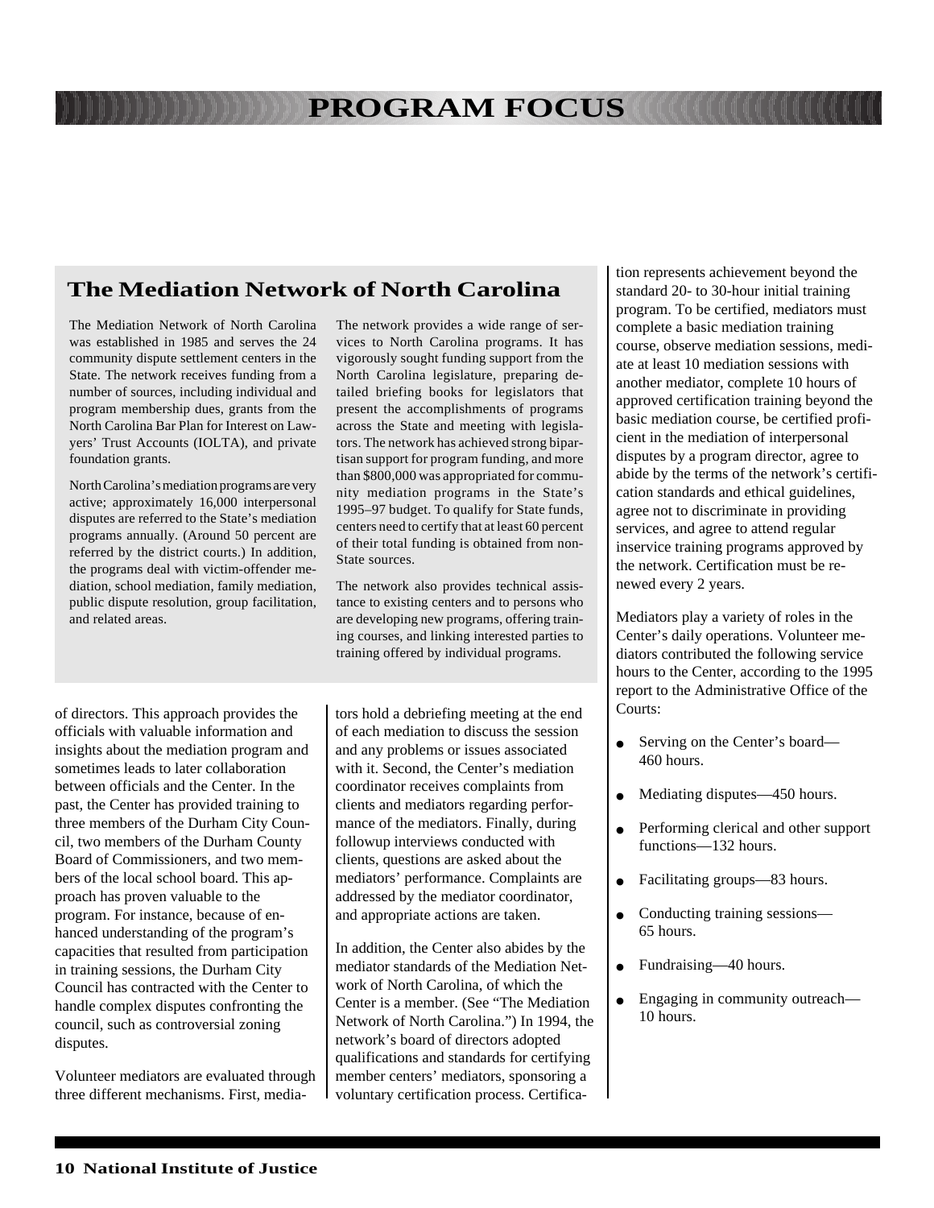# PROGRAM FOCUS

## The Mediation Network of North Carolina

The Mediation Network of North Carolina was established in 1985 and serves the 24 community dispute settlement centers in the State. The network receives funding from a number of sources, including individual and program membership dues, grants from the North Carolina Bar Plan for Interest on Lawyers' Trust Accounts (IOLTA), and private foundation grants.

North Carolina's mediation programs are very active; approximately 16,000 interpersonal disputes are referred to the State's mediation programs annually. (Around 50 percent are referred by the district courts.) In addition, the programs deal with victim-offender mediation, school mediation, family mediation, public dispute resolution, group facilitation, and related areas.

The network provides a wide range of services to North Carolina programs. It has vigorously sought funding support from the North Carolina legislature, preparing detailed briefing books for legislators that present the accomplishments of programs across the State and meeting with legislators. The network has achieved strong bipartisan support for program funding, and more than $800,000 was appropriated for community mediation programs in the State's 1995–97 budget. To qualify for State funds, centers need to certify that at least 60 percent of their total funding is obtained from non-State sources.

The network also provides technical assistance to existing centers and to persons who are developing new programs, offering training courses, and linking interested parties to training offered by individual programs.

---

of directors. This approach provides the officials with valuable information and insights about the mediation program and sometimes leads to later collaboration between officials and the Center. In the past, the Center has provided training to three members of the Durham City Council, two members of the Durham County Board of Commissioners, and two members of the local school board. This approach has proven valuable to the program. For instance, because of enhanced understanding of the program's capacities that resulted from participation in training sessions, the Durham City Council has contracted with the Center to handle complex disputes confronting the council, such as controversial zoning disputes.

Volunteer mediators are evaluated through three different mechanisms. First, mediators hold a debriefing meeting at the end of each mediation to discuss the session and any problems or issues associated with it. Second, the Center's mediation coordinator receives complaints from clients and mediators regarding performance of the mediators. Finally, during followup interviews conducted with clients, questions are asked about the mediators' performance. Complaints are addressed by the mediator coordinator, and appropriate actions are taken.

In addition, the Center also abides by the mediator standards of the Mediation Network of North Carolina, of which the Center is a member. (See "The Mediation Network of North Carolina.") In 1994, the network's board of directors adopted qualifications and standards for certifying member centers' mediators, sponsoring a voluntary certification process. Certification represents achievement beyond the standard 20- to 30-hour initial training program. To be certified, mediators must complete a basic mediation training course, observe mediation sessions, mediate at least 10 mediation sessions with another mediator, complete 10 hours of approved certification training beyond the basic mediation course, be certified proficient in the mediation of interpersonal disputes by a program director, agree to abide by the terms of the network's certification standards and ethical guidelines, agree not to discriminate in providing services, and agree to attend regular inservice training programs approved by the network. Certification must be renewed every 2 years.

Mediators play a variety of roles in the Center's daily operations. Volunteer mediators contributed the following service hours to the Center, according to the 1995 report to the Administrative Office of the Courts:

- Serving on the Center's board—460 hours.
- Mediating disputes—450 hours.
- Performing clerical and other support functions—132 hours.
- Facilitating groups—83 hours.
- Conducting training sessions—65 hours.
- Fundraising—40 hours.
- Engaging in community outreach—10 hours.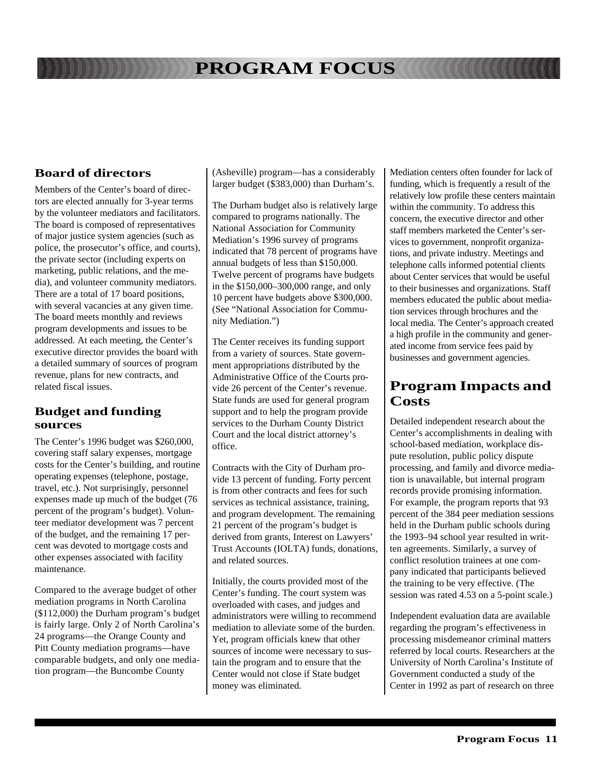### Board of directors

Members of the Center's board of directors are elected annually for 3-year terms by the volunteer mediators and facilitators. The board is composed of representatives of major justice system agencies (such as police, the prosecutor's office, and courts), the private sector (including experts on marketing, public relations, and the media), and volunteer community mediators. There are a total of 17 board positions, with several vacancies at any given time. The board meets monthly and reviews program developments and issues to be addressed. At each meeting, the Center's executive director provides the board with a detailed summary of sources of program revenue, plans for new contracts, and related fiscal issues.

### Budget and funding sources

The Center's 1996 budget was $260,000, covering staff salary expenses, mortgage costs for the Center's building, and routine operating expenses (telephone, postage, travel, etc.). Not surprisingly, personnel expenses made up much of the budget (76 percent of the program's budget). Volunteer mediator development was 7 percent of the budget, and the remaining 17 percent was devoted to mortgage costs and other expenses associated with facility maintenance.

Compared to the average budget of other mediation programs in North Carolina ($112,000) the Durham program's budget is fairly large. Only 2 of North Carolina's 24 programs—the Orange County and Pitt County mediation programs—have comparable budgets, and only one mediation program—the Buncombe County (Asheville) program—has a considerably larger budget ($383,000) than Durham's.

The Durham budget also is relatively large compared to programs nationally. The National Association for Community Mediation's 1996 survey of programs indicated that 78 percent of programs have annual budgets of less than $150,000. Twelve percent of programs have budgets in the $150,000–300,000 range, and only 10 percent have budgets above $300,000. (See "National Association for Community Mediation.")

The Center receives its funding support from a variety of sources. State government appropriations distributed by the Administrative Office of the Courts provide 26 percent of the Center's revenue. State funds are used for general program support and to help the program provide services to the Durham County District Court and the local district attorney's office.

Contracts with the City of Durham provide 13 percent of funding. Forty percent is from other contracts and fees for such services as technical assistance, training, and program development. The remaining 21 percent of the program's budget is derived from grants, Interest on Lawyers' Trust Accounts (IOLTA) funds, donations, and related sources.

Initially, the courts provided most of the Center's funding. The court system was overloaded with cases, and judges and administrators were willing to recommend mediation to alleviate some of the burden. Yet, program officials knew that other sources of income were necessary to sustain the program and to ensure that the Center would not close if State budget money was eliminated.

Mediation centers often founder for lack of funding, which is frequently a result of the relatively low profile these centers maintain within the community. To address this concern, the executive director and other staff members marketed the Center's services to government, nonprofit organizations, and private industry. Meetings and telephone calls informed potential clients about Center services that would be useful to their businesses and organizations. Staff members educated the public about mediation services through brochures and the local media. The Center's approach created a high profile in the community and generated income from service fees paid by businesses and government agencies.

## Program Impacts and Costs

Detailed independent research about the Center's accomplishments in dealing with school-based mediation, workplace dispute resolution, public policy dispute processing, and family and divorce mediation is unavailable, but internal program records provide promising information. For example, the program reports that 93 percent of the 384 peer mediation sessions held in the Durham public schools during the 1993–94 school year resulted in written agreements. Similarly, a survey of conflict resolution trainees at one company indicated that participants believed the training to be very effective. (The session was rated 4.53 on a 5-point scale.)

Independent evaluation data are available regarding the program's effectiveness in processing misdemeanor criminal matters referred by local courts. Researchers at the University of North Carolina's Institute of Government conducted a study of the Center in 1992 as part of research on three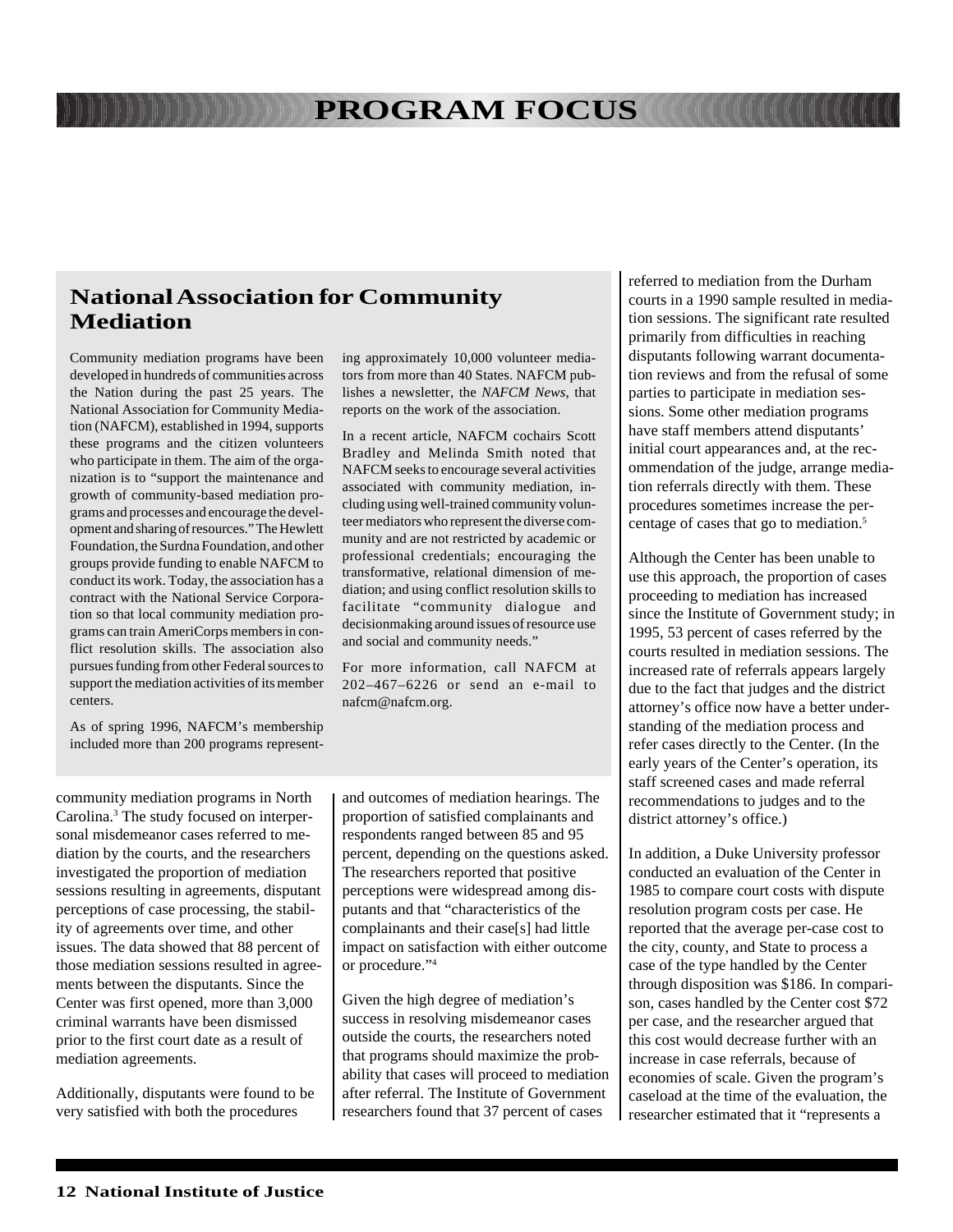# PROGRAM FOCUS

## National Association for Community Mediation

Community mediation programs have been developed in hundreds of communities across the Nation during the past 25 years. The National Association for Community Mediation (NAFCM), established in 1994, supports these programs and the citizen volunteers who participate in them. The aim of the organization is to "support the maintenance and growth of community-based mediation programs and processes and encourage the development and sharing of resources." The Hewlett Foundation, the Surdna Foundation, and other groups provide funding to enable NAFCM to conduct its work. Today, the association has a contract with the National Service Corporation so that local community mediation programs can train AmeriCorps members in conflict resolution skills. The association also pursues funding from other Federal sources to support the mediation activities of its member centers.

As of spring 1996, NAFCM's membership included more than 200 programs representing approximately 10,000 volunteer mediators from more than 40 States. NAFCM publishes a newsletter, the *NAFCM News*, that reports on the work of the association.

In a recent article, NAFCM cochairs Scott Bradley and Melinda Smith noted that NAFCM seeks to encourage several activities associated with community mediation, including using well-trained community volunteer mediators who represent the diverse community and are not restricted by academic or professional credentials; encouraging the transformative, relational dimension of mediation; and using conflict resolution skills to facilitate "community dialogue and decisionmaking around issues of resource use and social and community needs."

For more information, call NAFCM at 202–467–6226 or send an e-mail to nafcm@nafcm.org.

---

community mediation programs in North Carolina.[3] The study focused on interpersonal misdemeanor cases referred to mediation by the courts, and the researchers investigated the proportion of mediation sessions resulting in agreements, disputant perceptions of case processing, the stability of agreements over time, and other issues. The data showed that 88 percent of those mediation sessions resulted in agreements between the disputants. Since the Center was first opened, more than 3,000 criminal warrants have been dismissed prior to the first court date as a result of mediation agreements.

Additionally, disputants were found to be very satisfied with both the procedures and outcomes of mediation hearings. The proportion of satisfied complainants and respondents ranged between 85 and 95 percent, depending on the questions asked. The researchers reported that positive perceptions were widespread among disputants and that "characteristics of the complainants and their case[s] had little impact on satisfaction with either outcome or procedure."[4]

Given the high degree of mediation's success in resolving misdemeanor cases outside the courts, the researchers noted that programs should maximize the probability that cases will proceed to mediation after referral. The Institute of Government researchers found that 37 percent of cases referred to mediation from the Durham courts in a 1990 sample resulted in mediation sessions. The significant rate resulted primarily from difficulties in reaching disputants following warrant documentation reviews and from the refusal of some parties to participate in mediation sessions. Some other mediation programs have staff members attend disputants' initial court appearances and, at the recommendation of the judge, arrange mediation referrals directly with them. These procedures sometimes increase the percentage of cases that go to mediation.[5]

Although the Center has been unable to use this approach, the proportion of cases proceeding to mediation has increased since the Institute of Government study; in 1995, 53 percent of cases referred by the courts resulted in mediation sessions. The increased rate of referrals appears largely due to the fact that judges and the district attorney's office now have a better understanding of the mediation process and refer cases directly to the Center. (In the early years of the Center's operation, its staff screened cases and made referral recommendations to judges and to the district attorney's office.)

In addition, a Duke University professor conducted an evaluation of the Center in 1985 to compare court costs with dispute resolution program costs per case. He reported that the average per-case cost to the city, county, and State to process a case of the type handled by the Center through disposition was $186. In comparison, cases handled by the Center cost $72 per case, and the researcher argued that this cost would decrease further with an increase in case referrals, because of economies of scale. Given the program's caseload at the time of the evaluation, the researcher estimated that it "represents a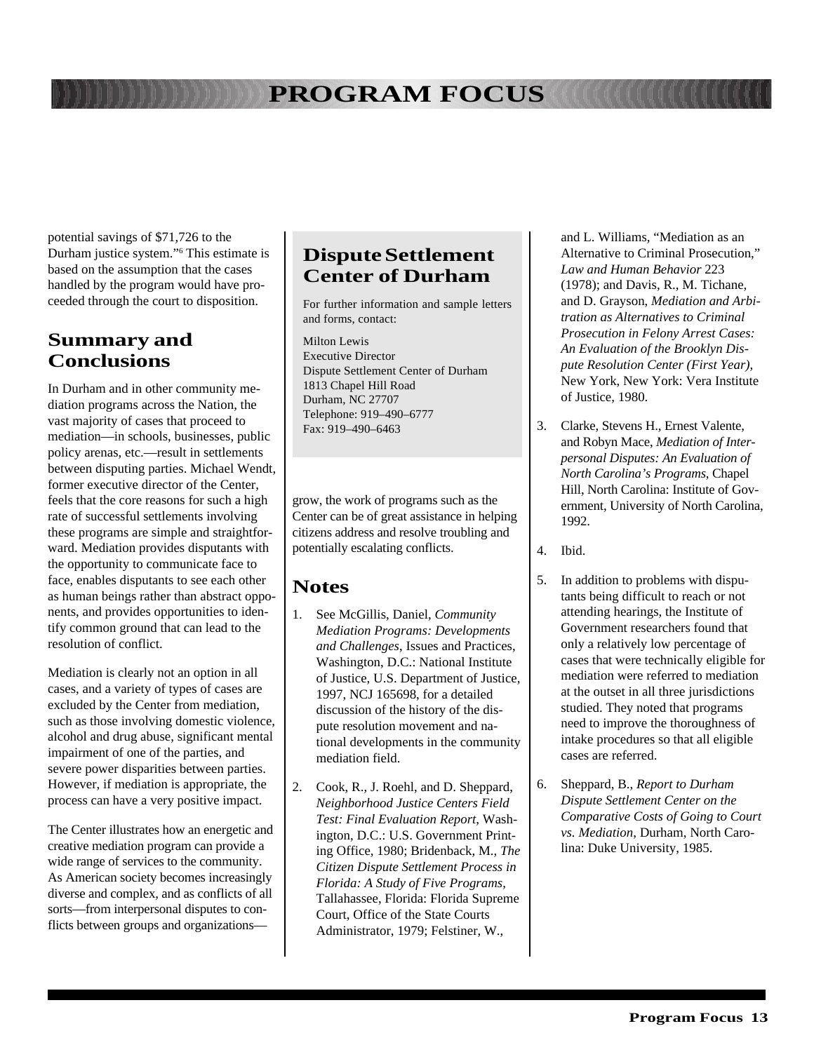potential savings of $71,726 to the Durham justice system."[6] This estimate is based on the assumption that the cases handled by the program would have proceeded through the court to disposition.

## Summary and Conclusions

In Durham and in other community mediation programs across the Nation, the vast majority of cases that proceed to mediation—in schools, businesses, public policy arenas, etc.—result in settlements between disputing parties. Michael Wendt, former executive director of the Center, feels that the core reasons for such a high rate of successful settlements involving these programs are simple and straightforward. Mediation provides disputants with the opportunity to communicate face to face, enables disputants to see each other as human beings rather than abstract opponents, and provides opportunities to identify common ground that can lead to the resolution of conflict.

Mediation is clearly not an option in all cases, and a variety of types of cases are excluded by the Center from mediation, such as those involving domestic violence, alcohol and drug abuse, significant mental impairment of one of the parties, and severe power disparities between parties. However, if mediation is appropriate, the process can have a very positive impact.

The Center illustrates how an energetic and creative mediation program can provide a wide range of services to the community. As American society becomes increasingly diverse and complex, and as conflicts of all sorts—from interpersonal disputes to conflicts between groups and organizations—grow, the work of programs such as the Center can be of great assistance in helping citizens address and resolve troubling and potentially escalating conflicts.

## Dispute Settlement Center of Durham

For further information and sample letters and forms, contact:

Milton Lewis
Executive Director
Dispute Settlement Center of Durham
1813 Chapel Hill Road
Durham, NC 27707
Telephone: 919–490–6777
Fax: 919–490–6463

## Notes

1. See McGillis, Daniel, *Community Mediation Programs: Developments and Challenges*, Issues and Practices, Washington, D.C.: National Institute of Justice, U.S. Department of Justice, 1997, NCJ 165698, for a detailed discussion of the history of the dispute resolution movement and national developments in the community mediation field.

2. Cook, R., J. Roehl, and D. Sheppard, *Neighborhood Justice Centers Field Test: Final Evaluation Report*, Washington, D.C.: U.S. Government Printing Office, 1980; Bridenback, M., *The Citizen Dispute Settlement Process in Florida: A Study of Five Programs*, Tallahassee, Florida: Florida Supreme Court, Office of the State Courts Administrator, 1979; Felstiner, W., and L. Williams, "Mediation as an Alternative to Criminal Prosecution," *Law and Human Behavior* 223 (1978); and Davis, R., M. Tichane, and D. Grayson, *Mediation and Arbitration as Alternatives to Criminal Prosecution in Felony Arrest Cases: An Evaluation of the Brooklyn Dispute Resolution Center (First Year)*, New York, New York: Vera Institute of Justice, 1980.

3. Clarke, Stevens H., Ernest Valente, and Robyn Mace, *Mediation of Interpersonal Disputes: An Evaluation of North Carolina's Programs*, Chapel Hill, North Carolina: Institute of Government, University of North Carolina, 1992.

4. Ibid.

5. In addition to problems with disputants being difficult to reach or not attending hearings, the Institute of Government researchers found that only a relatively low percentage of cases that were technically eligible for mediation were referred to mediation at the outset in all three jurisdictions studied. They noted that programs need to improve the thoroughness of intake procedures so that all eligible cases are referred.

6. Sheppard, B., *Report to Durham Dispute Settlement Center on the Comparative Costs of Going to Court vs. Mediation*, Durham, North Carolina: Duke University, 1985.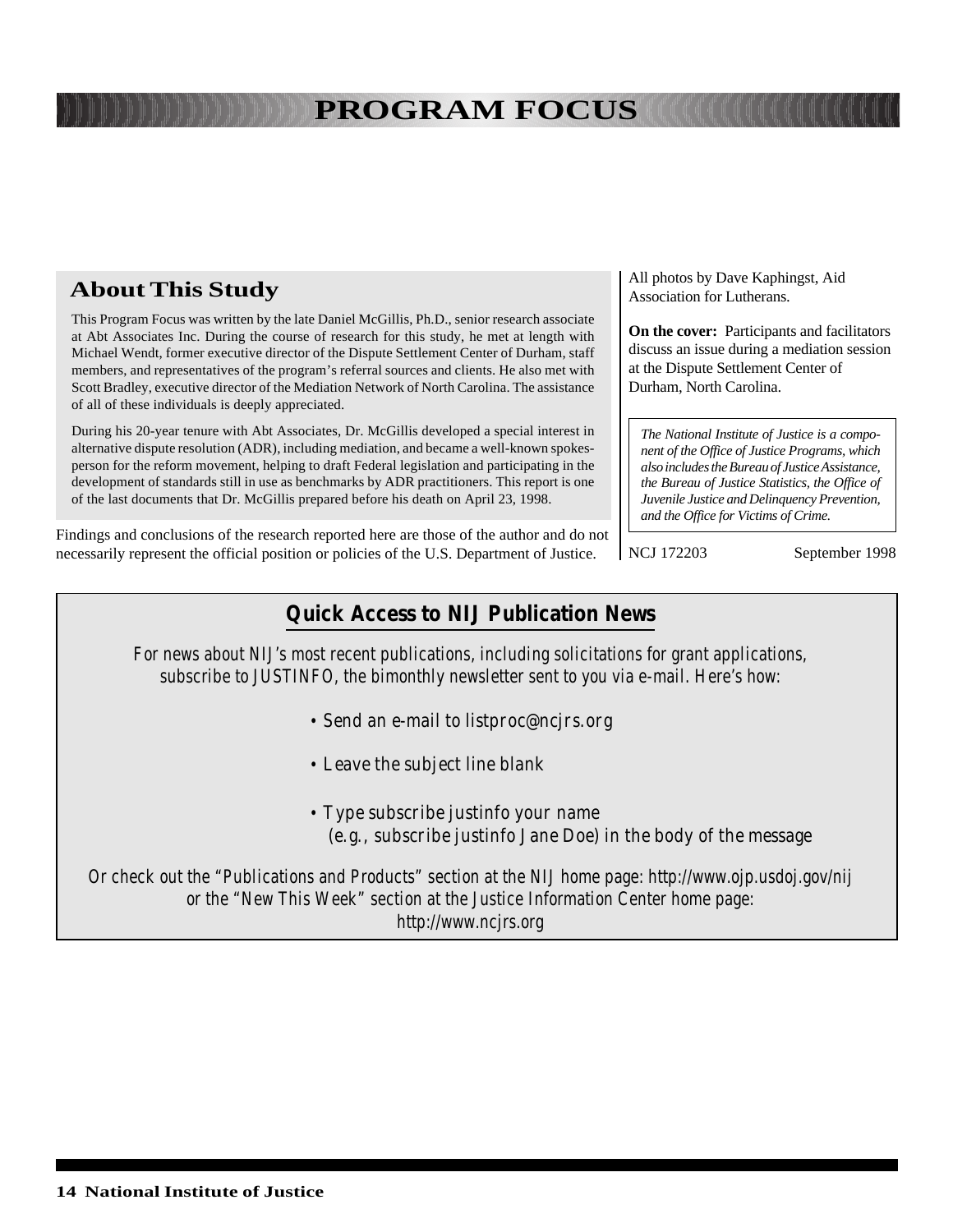# PROGRAM FOCUS

## About This Study

This Program Focus was written by the late Daniel McGillis, Ph.D., senior research associate at Abt Associates Inc. During the course of research for this study, he met at length with Michael Wendt, former executive director of the Dispute Settlement Center of Durham, staff members, and representatives of the program's referral sources and clients. He also met with Scott Bradley, executive director of the Mediation Network of North Carolina. The assistance of all of these individuals is deeply appreciated.

During his 20-year tenure with Abt Associates, Dr. McGillis developed a special interest in alternative dispute resolution (ADR), including mediation, and became a well-known spokesperson for the reform movement, helping to draft Federal legislation and participating in the development of standards still in use as benchmarks by ADR practitioners. This report is one of the last documents that Dr. McGillis prepared before his death on April 23, 1998.

Findings and conclusions of the research reported here are those of the author and do not necessarily represent the official position or policies of the U.S. Department of Justice.

All photos by Dave Kaphingst, Aid Association for Lutherans.

**On the cover:** Participants and facilitators discuss an issue during a mediation session at the Dispute Settlement Center of Durham, North Carolina.

*The National Institute of Justice is a component of the Office of Justice Programs, which also includes the Bureau of Justice Assistance, the Bureau of Justice Statistics, the Office of Juvenile Justice and Delinquency Prevention, and the Office for Victims of Crime.*

NCJ 172203 September 1998

## Quick Access to NIJ Publication News

*For news about NIJ's most recent publications, including solicitations for grant applications, subscribe to JUSTINFO, the bimonthly newsletter sent to you via e-mail. Here's how:*

- *Send an e-mail to listproc@ncjrs.org*
- *Leave the subject line blank*
- *Type subscribe justinfo your name (e.g., subscribe justinfo Jane Doe) in the body of the message*

*Or check out the "Publications and Products" section at the NIJ home page: http://www.ojp.usdoj.gov/nij or the "New This Week" section at the Justice Information Center home page: http://www.ncjrs.org*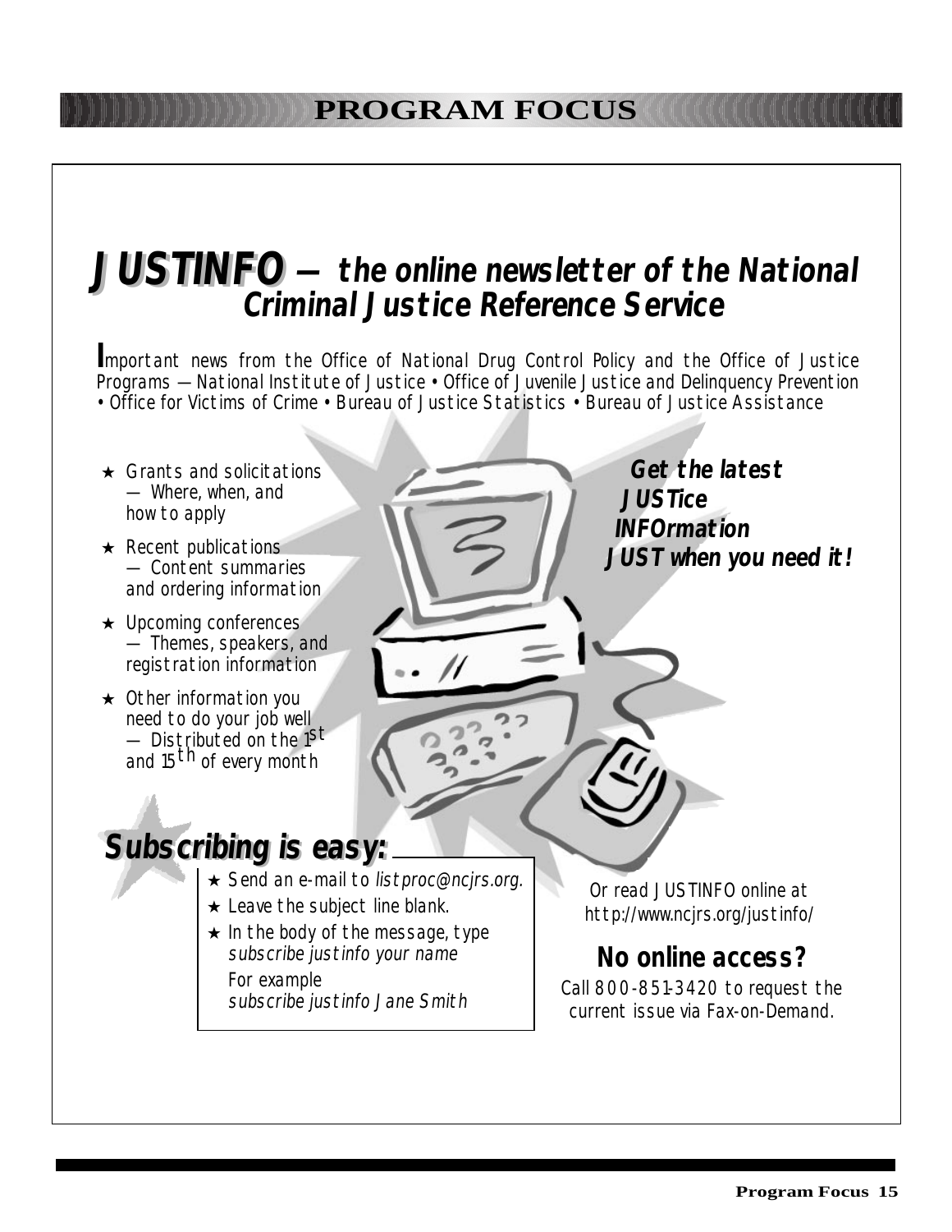# JUSTINFO — the online newsletter of the National Criminal Justice Reference Service

Important news from the Office of National Drug Control Policy and the Office of Justice Programs — National Institute of Justice • Office of Juvenile Justice and Delinquency Prevention • Office for Victims of Crime • Bureau of Justice Statistics • Bureau of Justice Assistance

- ★ Grants and solicitations — Where, when, and how to apply
- ★ Recent publications — Content summaries and ordering information
- ★ Upcoming conferences — Themes, speakers, and registration information
- ★ Other information you need to do your job well — Distributed on the 1st and 15th of every month

**Get the latest JUSTice INFOrmation JUST when you need it!**

## Subscribing is easy:

- ★ Send an e-mail to *listproc@ncjrs.org.*
- ★ Leave the subject line blank.
- ★ In the body of the message, type *subscribe justinfo your name*

  For example *subscribe justinfo Jane Smith*

Or read JUSTINFO online at http://www.ncjrs.org/justinfo/

## No online access?

Call 800-851-3420 to request the current issue via Fax-on-Demand.